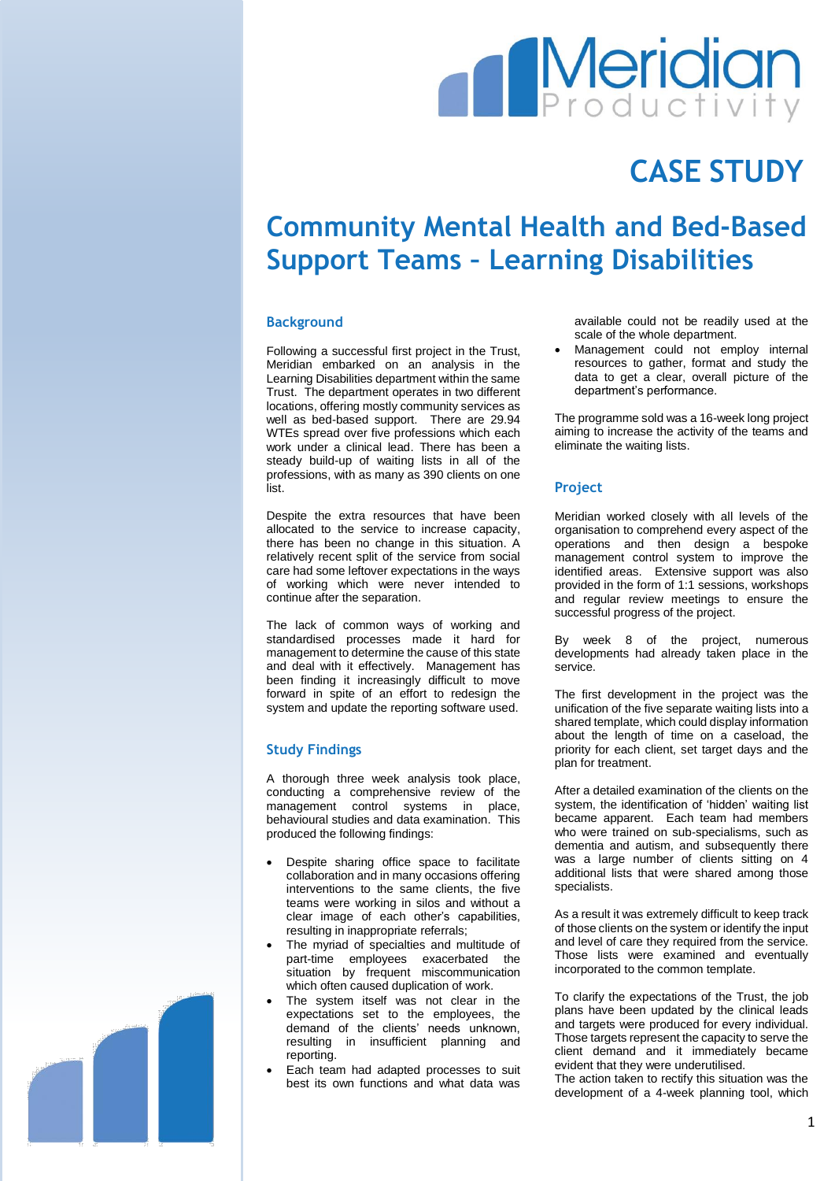# CASE STUDY

# Community Mental Health and Bed-Based Support Teams – Learning Disabilities

## Background

Following a successful first project in the Trust, Meridian embarked on an analysis in the Learning Disabilities department within the same Trust. The department operates in two different locations, offering mostly community services as well as bed-based support. There are 29.94 WTEs spread over five professions which each work under a clinical lead. There has been a steady build-up of waiting lists in all of the professions, with as many as 390 clients on one list.

Despite the extra resources that have been allocated to the service to increase capacity, there has been no change in this situation. A relatively recent split of the service from social care had some leftover expectations in the ways of working which were never intended to continue after the separation.

The lack of common ways of working and standardised processes made it hard for management to determine the cause of this state and deal with it effectively. Management has been finding it increasingly difficult to move forward in spite of an effort to redesign the system and update the reporting software used.

## Study Findings

A thorough three week analysis took place, conducting a comprehensive review of the management control systems in place, behavioural studies and data examination. This produced the following findings:

- Despite sharing office space to facilitate collaboration and in many occasions offering interventions to the same clients, the five teams were working in silos and without a clear image of each other's capabilities, resulting in inappropriate referrals;
- The myriad of specialties and multitude of part-time employees exacerbated the situation by frequent miscommunication which often caused duplication of work.
- The system itself was not clear in the expectations set to the employees, the demand of the clients' needs unknown, resulting in insufficient planning and reporting.
- Each team had adapted processes to suit best its own functions and what data was available could not be readily used at the scale of the whole department.
- Management could not employ internal resources to gather, format and study the data to get a clear, overall picture of the department's performance.

The programme sold was a 16-week long project aiming to increase the activity of the teams and eliminate the waiting lists.

## Project

Meridian worked closely with all levels of the organisation to comprehend every aspect of the operations and then design a bespoke management control system to improve the identified areas. Extensive support was also provided in the form of 1:1 sessions, workshops and regular review meetings to ensure the successful progress of the project.

By week 8 of the project, numerous developments had already taken place in the service.

The first development in the project was the unification of the five separate waiting lists into a shared template, which could display information about the length of time on a caseload, the priority for each client, set target days and the plan for treatment.

After a detailed examination of the clients on the system, the identification of 'hidden' waiting list became apparent. Each team had members who were trained on sub-specialisms, such as dementia and autism, and subsequently there was a large number of clients sitting on 4 additional lists that were shared among those specialists.

As a result it was extremely difficult to keep track of those clients on the system or identify the input and level of care they required from the service. Those lists were examined and eventually incorporated to the common template.

To clarify the expectations of the Trust, the job plans have been updated by the clinical leads and targets were produced for every individual. Those targets represent the capacity to serve the client demand and it immediately became evident that they were underutilised.
The action taken to rectify this situation was the development of a 4-week planning tool, which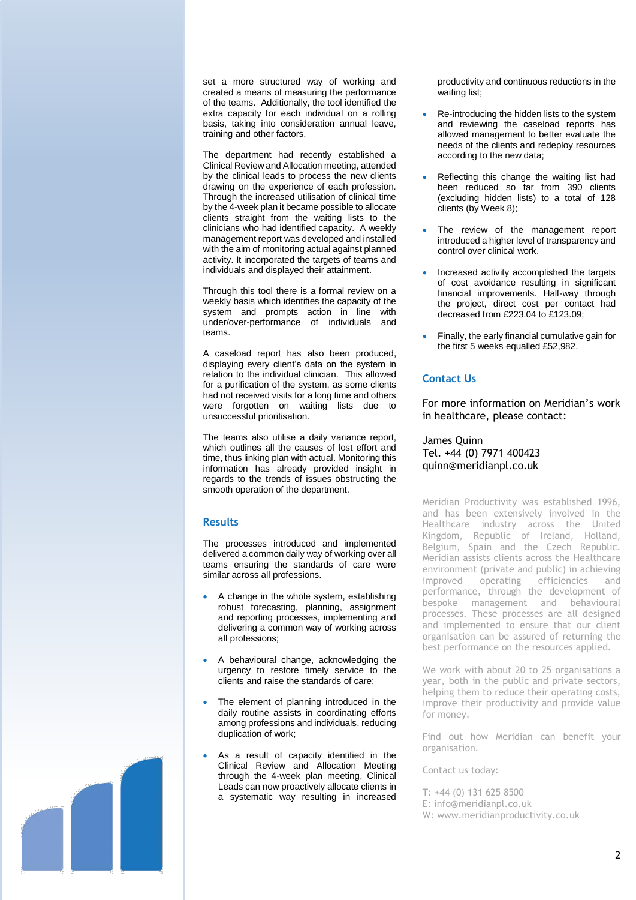set a more structured way of working and created a means of measuring the performance of the teams. Additionally, the tool identified the extra capacity for each individual on a rolling basis, taking into consideration annual leave, training and other factors.

The department had recently established a Clinical Review and Allocation meeting, attended by the clinical leads to process the new clients drawing on the experience of each profession. Through the increased utilisation of clinical time by the 4-week plan it became possible to allocate clients straight from the waiting lists to the clinicians who had identified capacity. A weekly management report was developed and installed with the aim of monitoring actual against planned activity. It incorporated the targets of teams and individuals and displayed their attainment.

Through this tool there is a formal review on a weekly basis which identifies the capacity of the system and prompts action in line with under/over-performance of individuals and teams.

A caseload report has also been produced, displaying every client's data on the system in relation to the individual clinician. This allowed for a purification of the system, as some clients had not received visits for a long time and others were forgotten on waiting lists due to unsuccessful prioritisation.

The teams also utilise a daily variance report, which outlines all the causes of lost effort and time, thus linking plan with actual. Monitoring this information has already provided insight in regards to the trends of issues obstructing the smooth operation of the department.

## Results

The processes introduced and implemented delivered a common daily way of working over all teams ensuring the standards of care were similar across all professions.

- A change in the whole system, establishing robust forecasting, planning, assignment and reporting processes, implementing and delivering a common way of working across all professions;
- A behavioural change, acknowledging the urgency to restore timely service to the clients and raise the standards of care;
- The element of planning introduced in the daily routine assists in coordinating efforts among professions and individuals, reducing duplication of work;
- As a result of capacity identified in the Clinical Review and Allocation Meeting through the 4-week plan meeting, Clinical Leads can now proactively allocate clients in a systematic way resulting in increased productivity and continuous reductions in the waiting list;
- Re-introducing the hidden lists to the system and reviewing the caseload reports has allowed management to better evaluate the needs of the clients and redeploy resources according to the new data;
- Reflecting this change the waiting list had been reduced so far from 390 clients (excluding hidden lists) to a total of 128 clients (by Week 8);
- The review of the management report introduced a higher level of transparency and control over clinical work.
- Increased activity accomplished the targets of cost avoidance resulting in significant financial improvements. Half-way through the project, direct cost per contact had decreased from £223.04 to £123.09;
- Finally, the early financial cumulative gain for the first 5 weeks equalled £52,982.

## Contact Us

For more information on Meridian's work in healthcare, please contact:

James Quinn
Tel. +44 (0) 7971 400423
quinn@meridianpl.co.uk

Meridian Productivity was established 1996, and has been extensively involved in the Healthcare industry across the United Kingdom, Republic of Ireland, Holland, Belgium, Spain and the Czech Republic. Meridian assists clients across the Healthcare environment (private and public) in achieving improved operating efficiencies and performance, through the development of bespoke management and behavioural processes. These processes are all designed and implemented to ensure that our client organisation can be assured of returning the best performance on the resources applied.

We work with about 20 to 25 organisations a year, both in the public and private sectors, helping them to reduce their operating costs, improve their productivity and provide value for money.

Find out how Meridian can benefit your organisation.

Contact us today:

T: +44 (0) 131 625 8500
E: info@meridianpl.co.uk
W: www.meridianproductivity.co.uk